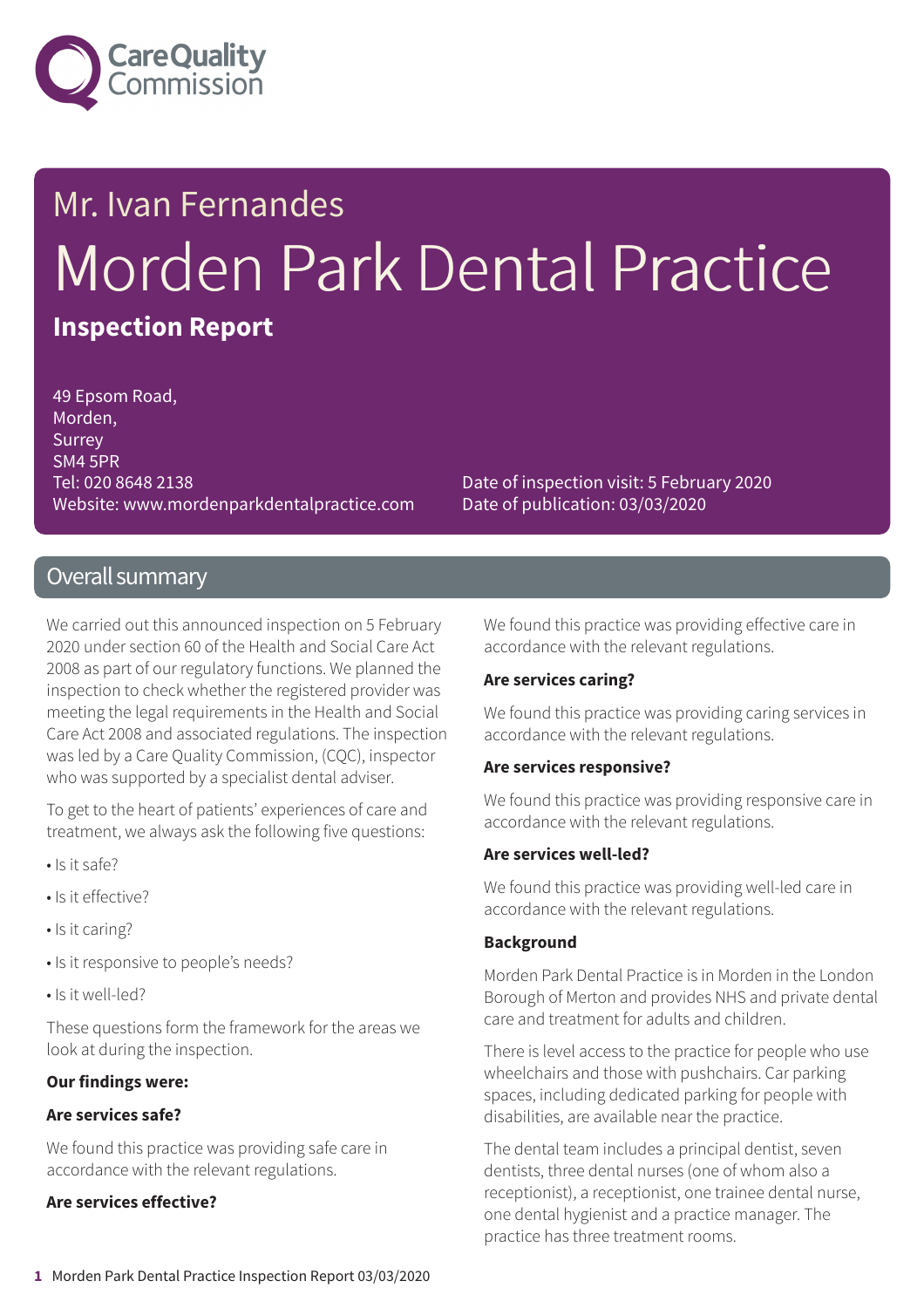Care Quality Commission

Mr. Ivan Fernandes

# Morden Park Dental Practice

## Inspection Report

49 Epsom Road,
Morden,
Surrey
SM4 5PR
Tel: 020 8648 2138
Website: www.mordenparkdentalpractice.com

Date of inspection visit: 5 February 2020
Date of publication: 03/03/2020

## Overall summary

We carried out this announced inspection on 5 February 2020 under section 60 of the Health and Social Care Act 2008 as part of our regulatory functions. We planned the inspection to check whether the registered provider was meeting the legal requirements in the Health and Social Care Act 2008 and associated regulations. The inspection was led by a Care Quality Commission, (CQC), inspector who was supported by a specialist dental adviser.

To get to the heart of patients' experiences of care and treatment, we always ask the following five questions:

- Is it safe?
- Is it effective?
- Is it caring?
- Is it responsive to people's needs?
- Is it well-led?

These questions form the framework for the areas we look at during the inspection.

**Our findings were:**

**Are services safe?**

We found this practice was providing safe care in accordance with the relevant regulations.

**Are services effective?**

We found this practice was providing effective care in accordance with the relevant regulations.

**Are services caring?**

We found this practice was providing caring services in accordance with the relevant regulations.

**Are services responsive?**

We found this practice was providing responsive care in accordance with the relevant regulations.

**Are services well-led?**

We found this practice was providing well-led care in accordance with the relevant regulations.

**Background**

Morden Park Dental Practice is in Morden in the London Borough of Merton and provides NHS and private dental care and treatment for adults and children.

There is level access to the practice for people who use wheelchairs and those with pushchairs. Car parking spaces, including dedicated parking for people with disabilities, are available near the practice.

The dental team includes a principal dentist, seven dentists, three dental nurses (one of whom also a receptionist), a receptionist, one trainee dental nurse, one dental hygienist and a practice manager. The practice has three treatment rooms.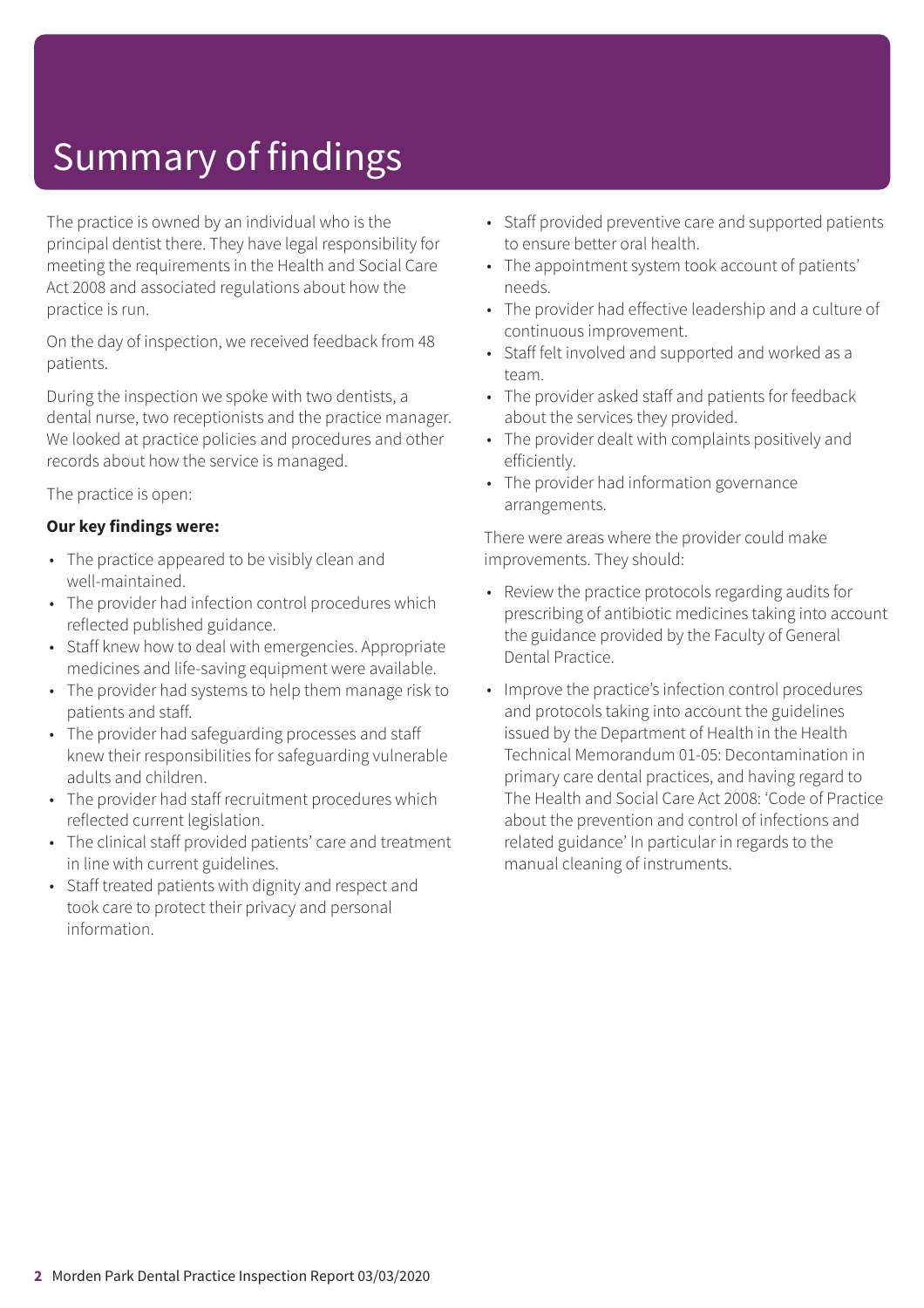# Summary of findings

The practice is owned by an individual who is the principal dentist there. They have legal responsibility for meeting the requirements in the Health and Social Care Act 2008 and associated regulations about how the practice is run.

On the day of inspection, we received feedback from 48 patients.

During the inspection we spoke with two dentists, a dental nurse, two receptionists and the practice manager. We looked at practice policies and procedures and other records about how the service is managed.

The practice is open:

**Our key findings were:**

- The practice appeared to be visibly clean and well-maintained.
- The provider had infection control procedures which reflected published guidance.
- Staff knew how to deal with emergencies. Appropriate medicines and life-saving equipment were available.
- The provider had systems to help them manage risk to patients and staff.
- The provider had safeguarding processes and staff knew their responsibilities for safeguarding vulnerable adults and children.
- The provider had staff recruitment procedures which reflected current legislation.
- The clinical staff provided patients' care and treatment in line with current guidelines.
- Staff treated patients with dignity and respect and took care to protect their privacy and personal information.
- Staff provided preventive care and supported patients to ensure better oral health.
- The appointment system took account of patients' needs.
- The provider had effective leadership and a culture of continuous improvement.
- Staff felt involved and supported and worked as a team.
- The provider asked staff and patients for feedback about the services they provided.
- The provider dealt with complaints positively and efficiently.
- The provider had information governance arrangements.

There were areas where the provider could make improvements. They should:

- Review the practice protocols regarding audits for prescribing of antibiotic medicines taking into account the guidance provided by the Faculty of General Dental Practice.
- Improve the practice's infection control procedures and protocols taking into account the guidelines issued by the Department of Health in the Health Technical Memorandum 01-05: Decontamination in primary care dental practices, and having regard to The Health and Social Care Act 2008: 'Code of Practice about the prevention and control of infections and related guidance' In particular in regards to the manual cleaning of instruments.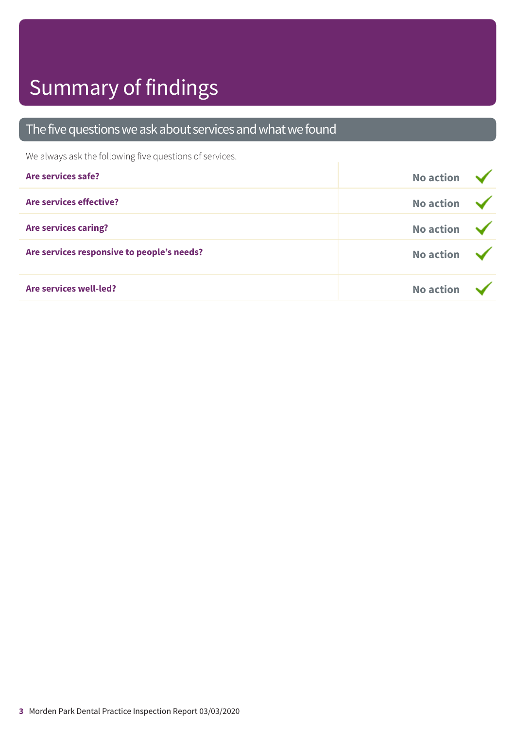# Summary of findings

## The five questions we ask about services and what we found

We always ask the following five questions of services.

| | |
|---|---|
| **Are services safe?** | **No action** ✓ |
| **Are services effective?** | **No action** ✓ |
| **Are services caring?** | **No action** ✓ |
| **Are services responsive to people's needs?** | **No action** ✓ |
| **Are services well-led?** | **No action** ✓ |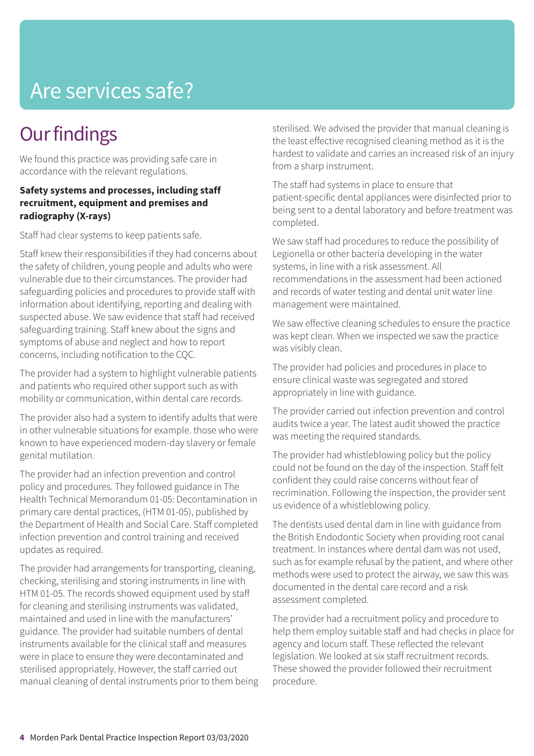# Are services safe?

## Our findings

We found this practice was providing safe care in accordance with the relevant regulations.

**Safety systems and processes, including staff recruitment, equipment and premises and radiography (X-rays)**

Staff had clear systems to keep patients safe.

Staff knew their responsibilities if they had concerns about the safety of children, young people and adults who were vulnerable due to their circumstances. The provider had safeguarding policies and procedures to provide staff with information about identifying, reporting and dealing with suspected abuse. We saw evidence that staff had received safeguarding training. Staff knew about the signs and symptoms of abuse and neglect and how to report concerns, including notification to the CQC.

The provider had a system to highlight vulnerable patients and patients who required other support such as with mobility or communication, within dental care records.

The provider also had a system to identify adults that were in other vulnerable situations for example. those who were known to have experienced modern-day slavery or female genital mutilation.

The provider had an infection prevention and control policy and procedures. They followed guidance in The Health Technical Memorandum 01-05: Decontamination in primary care dental practices, (HTM 01-05), published by the Department of Health and Social Care. Staff completed infection prevention and control training and received updates as required.

The provider had arrangements for transporting, cleaning, checking, sterilising and storing instruments in line with HTM 01-05. The records showed equipment used by staff for cleaning and sterilising instruments was validated, maintained and used in line with the manufacturers' guidance. The provider had suitable numbers of dental instruments available for the clinical staff and measures were in place to ensure they were decontaminated and sterilised appropriately. However, the staff carried out manual cleaning of dental instruments prior to them being sterilised. We advised the provider that manual cleaning is the least effective recognised cleaning method as it is the hardest to validate and carries an increased risk of an injury from a sharp instrument.

The staff had systems in place to ensure that patient-specific dental appliances were disinfected prior to being sent to a dental laboratory and before treatment was completed.

We saw staff had procedures to reduce the possibility of Legionella or other bacteria developing in the water systems, in line with a risk assessment. All recommendations in the assessment had been actioned and records of water testing and dental unit water line management were maintained.

We saw effective cleaning schedules to ensure the practice was kept clean. When we inspected we saw the practice was visibly clean.

The provider had policies and procedures in place to ensure clinical waste was segregated and stored appropriately in line with guidance.

The provider carried out infection prevention and control audits twice a year. The latest audit showed the practice was meeting the required standards.

The provider had whistleblowing policy but the policy could not be found on the day of the inspection. Staff felt confident they could raise concerns without fear of recrimination. Following the inspection, the provider sent us evidence of a whistleblowing policy.

The dentists used dental dam in line with guidance from the British Endodontic Society when providing root canal treatment. In instances where dental dam was not used, such as for example refusal by the patient, and where other methods were used to protect the airway, we saw this was documented in the dental care record and a risk assessment completed.

The provider had a recruitment policy and procedure to help them employ suitable staff and had checks in place for agency and locum staff. These reflected the relevant legislation. We looked at six staff recruitment records. These showed the provider followed their recruitment procedure.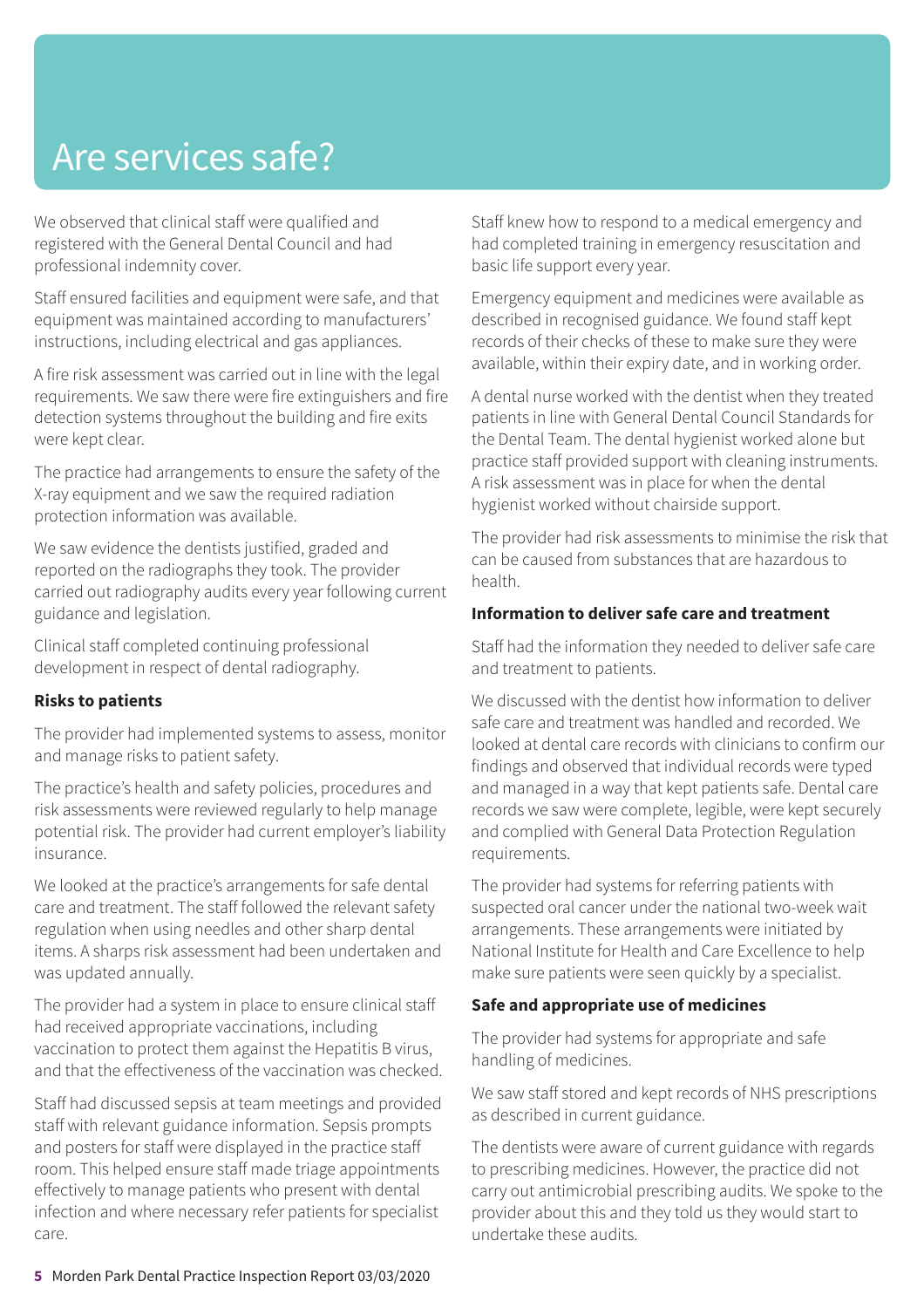# Are services safe?

We observed that clinical staff were qualified and registered with the General Dental Council and had professional indemnity cover.

Staff ensured facilities and equipment were safe, and that equipment was maintained according to manufacturers' instructions, including electrical and gas appliances.

A fire risk assessment was carried out in line with the legal requirements. We saw there were fire extinguishers and fire detection systems throughout the building and fire exits were kept clear.

The practice had arrangements to ensure the safety of the X-ray equipment and we saw the required radiation protection information was available.

We saw evidence the dentists justified, graded and reported on the radiographs they took. The provider carried out radiography audits every year following current guidance and legislation.

Clinical staff completed continuing professional development in respect of dental radiography.

**Risks to patients**

The provider had implemented systems to assess, monitor and manage risks to patient safety.

The practice's health and safety policies, procedures and risk assessments were reviewed regularly to help manage potential risk. The provider had current employer's liability insurance.

We looked at the practice's arrangements for safe dental care and treatment. The staff followed the relevant safety regulation when using needles and other sharp dental items. A sharps risk assessment had been undertaken and was updated annually.

The provider had a system in place to ensure clinical staff had received appropriate vaccinations, including vaccination to protect them against the Hepatitis B virus, and that the effectiveness of the vaccination was checked.

Staff had discussed sepsis at team meetings and provided staff with relevant guidance information. Sepsis prompts and posters for staff were displayed in the practice staff room. This helped ensure staff made triage appointments effectively to manage patients who present with dental infection and where necessary refer patients for specialist care.

Staff knew how to respond to a medical emergency and had completed training in emergency resuscitation and basic life support every year.

Emergency equipment and medicines were available as described in recognised guidance. We found staff kept records of their checks of these to make sure they were available, within their expiry date, and in working order.

A dental nurse worked with the dentist when they treated patients in line with General Dental Council Standards for the Dental Team. The dental hygienist worked alone but practice staff provided support with cleaning instruments. A risk assessment was in place for when the dental hygienist worked without chairside support.

The provider had risk assessments to minimise the risk that can be caused from substances that are hazardous to health.

**Information to deliver safe care and treatment**

Staff had the information they needed to deliver safe care and treatment to patients.

We discussed with the dentist how information to deliver safe care and treatment was handled and recorded. We looked at dental care records with clinicians to confirm our findings and observed that individual records were typed and managed in a way that kept patients safe. Dental care records we saw were complete, legible, were kept securely and complied with General Data Protection Regulation requirements.

The provider had systems for referring patients with suspected oral cancer under the national two-week wait arrangements. These arrangements were initiated by National Institute for Health and Care Excellence to help make sure patients were seen quickly by a specialist.

**Safe and appropriate use of medicines**

The provider had systems for appropriate and safe handling of medicines.

We saw staff stored and kept records of NHS prescriptions as described in current guidance.

The dentists were aware of current guidance with regards to prescribing medicines. However, the practice did not carry out antimicrobial prescribing audits. We spoke to the provider about this and they told us they would start to undertake these audits.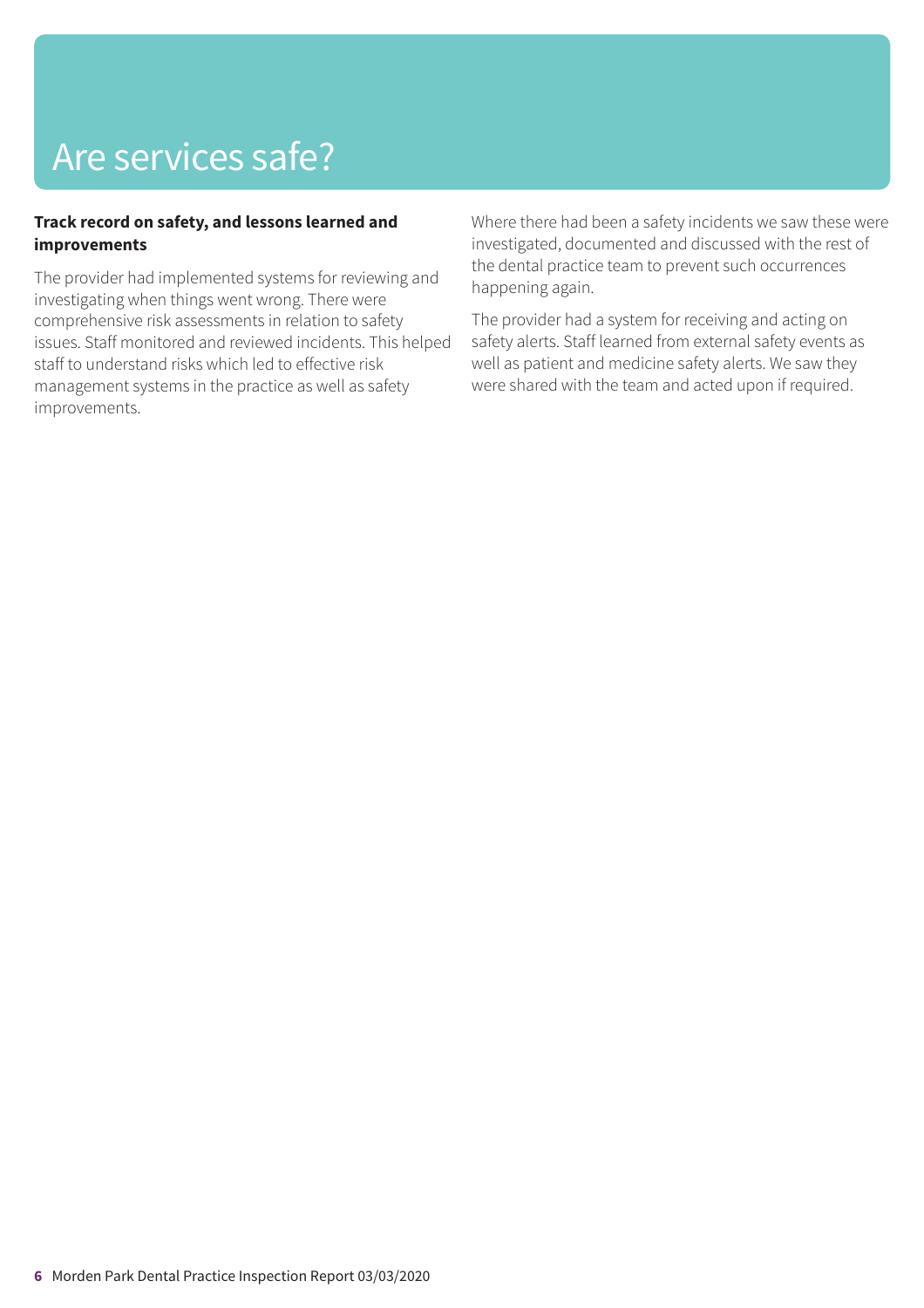# Are services safe?

**Track record on safety, and lessons learned and improvements**

The provider had implemented systems for reviewing and investigating when things went wrong. There were comprehensive risk assessments in relation to safety issues. Staff monitored and reviewed incidents. This helped staff to understand risks which led to effective risk management systems in the practice as well as safety improvements.

Where there had been a safety incidents we saw these were investigated, documented and discussed with the rest of the dental practice team to prevent such occurrences happening again.

The provider had a system for receiving and acting on safety alerts. Staff learned from external safety events as well as patient and medicine safety alerts. We saw they were shared with the team and acted upon if required.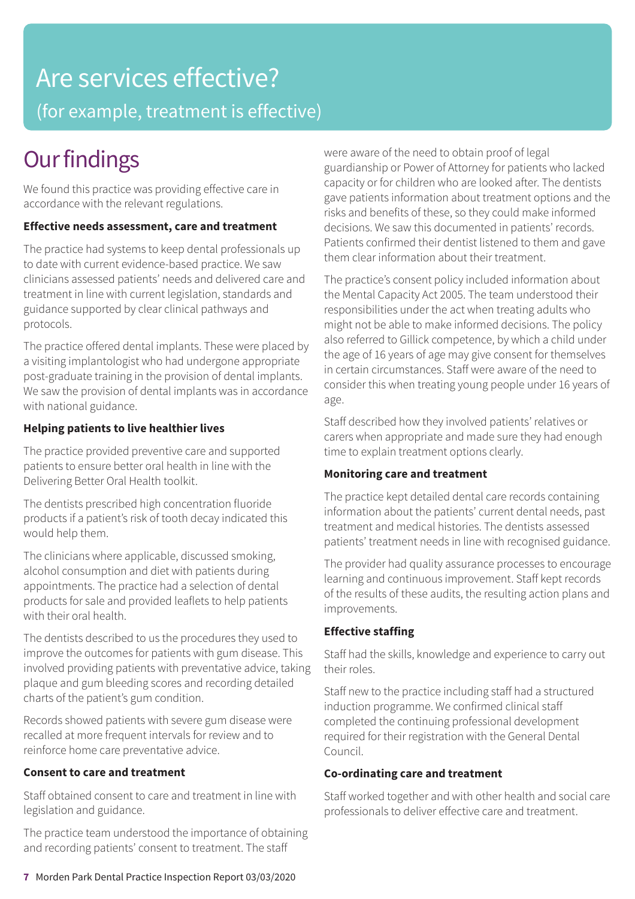# Are services effective?

(for example, treatment is effective)

## Our findings

We found this practice was providing effective care in accordance with the relevant regulations.

**Effective needs assessment, care and treatment**

The practice had systems to keep dental professionals up to date with current evidence-based practice. We saw clinicians assessed patients' needs and delivered care and treatment in line with current legislation, standards and guidance supported by clear clinical pathways and protocols.

The practice offered dental implants. These were placed by a visiting implantologist who had undergone appropriate post-graduate training in the provision of dental implants. We saw the provision of dental implants was in accordance with national guidance.

**Helping patients to live healthier lives**

The practice provided preventive care and supported patients to ensure better oral health in line with the Delivering Better Oral Health toolkit.

The dentists prescribed high concentration fluoride products if a patient's risk of tooth decay indicated this would help them.

The clinicians where applicable, discussed smoking, alcohol consumption and diet with patients during appointments. The practice had a selection of dental products for sale and provided leaflets to help patients with their oral health.

The dentists described to us the procedures they used to improve the outcomes for patients with gum disease. This involved providing patients with preventative advice, taking plaque and gum bleeding scores and recording detailed charts of the patient's gum condition.

Records showed patients with severe gum disease were recalled at more frequent intervals for review and to reinforce home care preventative advice.

**Consent to care and treatment**

Staff obtained consent to care and treatment in line with legislation and guidance.

The practice team understood the importance of obtaining and recording patients' consent to treatment. The staff were aware of the need to obtain proof of legal guardianship or Power of Attorney for patients who lacked capacity or for children who are looked after. The dentists gave patients information about treatment options and the risks and benefits of these, so they could make informed decisions. We saw this documented in patients' records. Patients confirmed their dentist listened to them and gave them clear information about their treatment.

The practice's consent policy included information about the Mental Capacity Act 2005. The team understood their responsibilities under the act when treating adults who might not be able to make informed decisions. The policy also referred to Gillick competence, by which a child under the age of 16 years of age may give consent for themselves in certain circumstances. Staff were aware of the need to consider this when treating young people under 16 years of age.

Staff described how they involved patients' relatives or carers when appropriate and made sure they had enough time to explain treatment options clearly.

**Monitoring care and treatment**

The practice kept detailed dental care records containing information about the patients' current dental needs, past treatment and medical histories. The dentists assessed patients' treatment needs in line with recognised guidance.

The provider had quality assurance processes to encourage learning and continuous improvement. Staff kept records of the results of these audits, the resulting action plans and improvements.

**Effective staffing**

Staff had the skills, knowledge and experience to carry out their roles.

Staff new to the practice including staff had a structured induction programme. We confirmed clinical staff completed the continuing professional development required for their registration with the General Dental Council.

**Co-ordinating care and treatment**

Staff worked together and with other health and social care professionals to deliver effective care and treatment.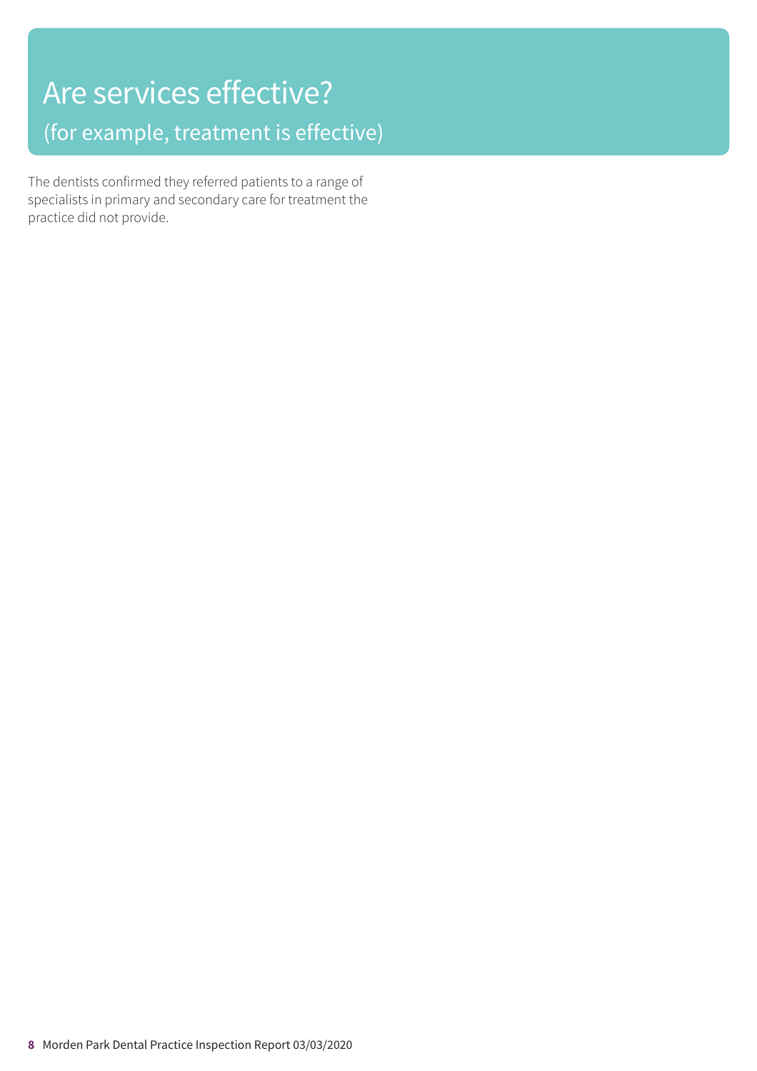# Are services effective?

## (for example, treatment is effective)

The dentists confirmed they referred patients to a range of specialists in primary and secondary care for treatment the practice did not provide.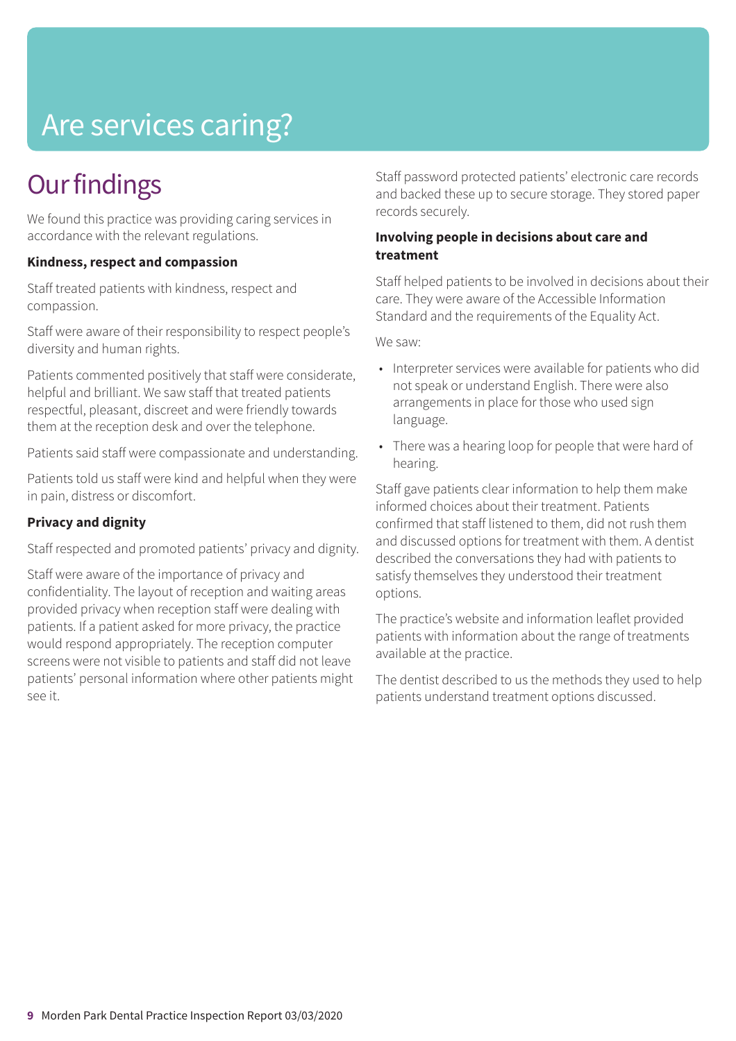# Are services caring?

## Our findings

We found this practice was providing caring services in accordance with the relevant regulations.

**Kindness, respect and compassion**

Staff treated patients with kindness, respect and compassion.

Staff were aware of their responsibility to respect people's diversity and human rights.

Patients commented positively that staff were considerate, helpful and brilliant. We saw staff that treated patients respectful, pleasant, discreet and were friendly towards them at the reception desk and over the telephone.

Patients said staff were compassionate and understanding.

Patients told us staff were kind and helpful when they were in pain, distress or discomfort.

**Privacy and dignity**

Staff respected and promoted patients' privacy and dignity.

Staff were aware of the importance of privacy and confidentiality. The layout of reception and waiting areas provided privacy when reception staff were dealing with patients. If a patient asked for more privacy, the practice would respond appropriately. The reception computer screens were not visible to patients and staff did not leave patients' personal information where other patients might see it.

Staff password protected patients' electronic care records and backed these up to secure storage. They stored paper records securely.

**Involving people in decisions about care and treatment**

Staff helped patients to be involved in decisions about their care. They were aware of the Accessible Information Standard and the requirements of the Equality Act.

We saw:

- Interpreter services were available for patients who did not speak or understand English. There were also arrangements in place for those who used sign language.
- There was a hearing loop for people that were hard of hearing.

Staff gave patients clear information to help them make informed choices about their treatment. Patients confirmed that staff listened to them, did not rush them and discussed options for treatment with them. A dentist described the conversations they had with patients to satisfy themselves they understood their treatment options.

The practice's website and information leaflet provided patients with information about the range of treatments available at the practice.

The dentist described to us the methods they used to help patients understand treatment options discussed.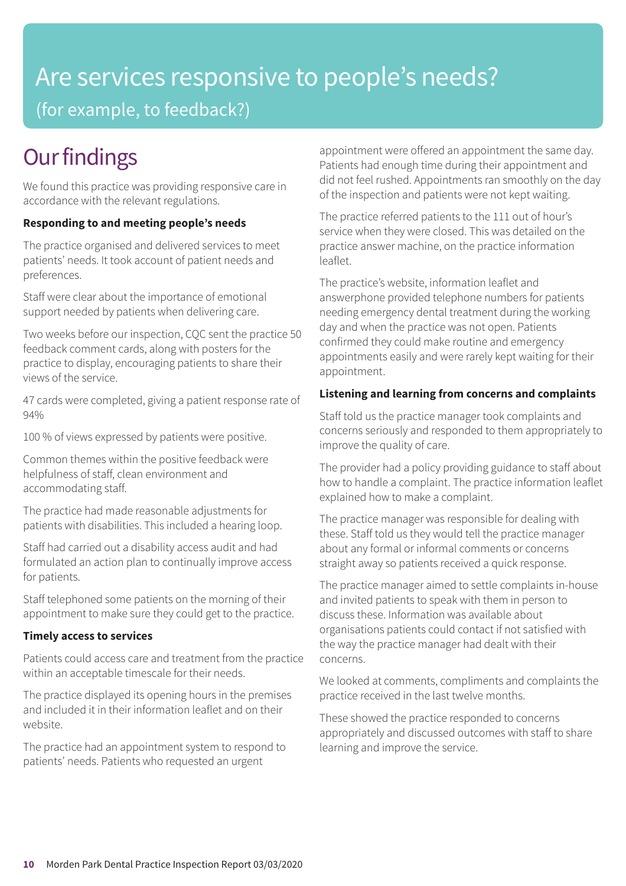# Are services responsive to people's needs?

(for example, to feedback?)

## Our findings

We found this practice was providing responsive care in accordance with the relevant regulations.

**Responding to and meeting people's needs**

The practice organised and delivered services to meet patients' needs. It took account of patient needs and preferences.

Staff were clear about the importance of emotional support needed by patients when delivering care.

Two weeks before our inspection, CQC sent the practice 50 feedback comment cards, along with posters for the practice to display, encouraging patients to share their views of the service.

47 cards were completed, giving a patient response rate of 94%

100 % of views expressed by patients were positive.

Common themes within the positive feedback were helpfulness of staff, clean environment and accommodating staff.

The practice had made reasonable adjustments for patients with disabilities. This included a hearing loop.

Staff had carried out a disability access audit and had formulated an action plan to continually improve access for patients.

Staff telephoned some patients on the morning of their appointment to make sure they could get to the practice.

**Timely access to services**

Patients could access care and treatment from the practice within an acceptable timescale for their needs.

The practice displayed its opening hours in the premises and included it in their information leaflet and on their website.

The practice had an appointment system to respond to patients' needs. Patients who requested an urgent appointment were offered an appointment the same day. Patients had enough time during their appointment and did not feel rushed. Appointments ran smoothly on the day of the inspection and patients were not kept waiting.

The practice referred patients to the 111 out of hour's service when they were closed. This was detailed on the practice answer machine, on the practice information leaflet.

The practice's website, information leaflet and answerphone provided telephone numbers for patients needing emergency dental treatment during the working day and when the practice was not open. Patients confirmed they could make routine and emergency appointments easily and were rarely kept waiting for their appointment.

**Listening and learning from concerns and complaints**

Staff told us the practice manager took complaints and concerns seriously and responded to them appropriately to improve the quality of care.

The provider had a policy providing guidance to staff about how to handle a complaint. The practice information leaflet explained how to make a complaint.

The practice manager was responsible for dealing with these. Staff told us they would tell the practice manager about any formal or informal comments or concerns straight away so patients received a quick response.

The practice manager aimed to settle complaints in-house and invited patients to speak with them in person to discuss these. Information was available about organisations patients could contact if not satisfied with the way the practice manager had dealt with their concerns.

We looked at comments, compliments and complaints the practice received in the last twelve months.

These showed the practice responded to concerns appropriately and discussed outcomes with staff to share learning and improve the service.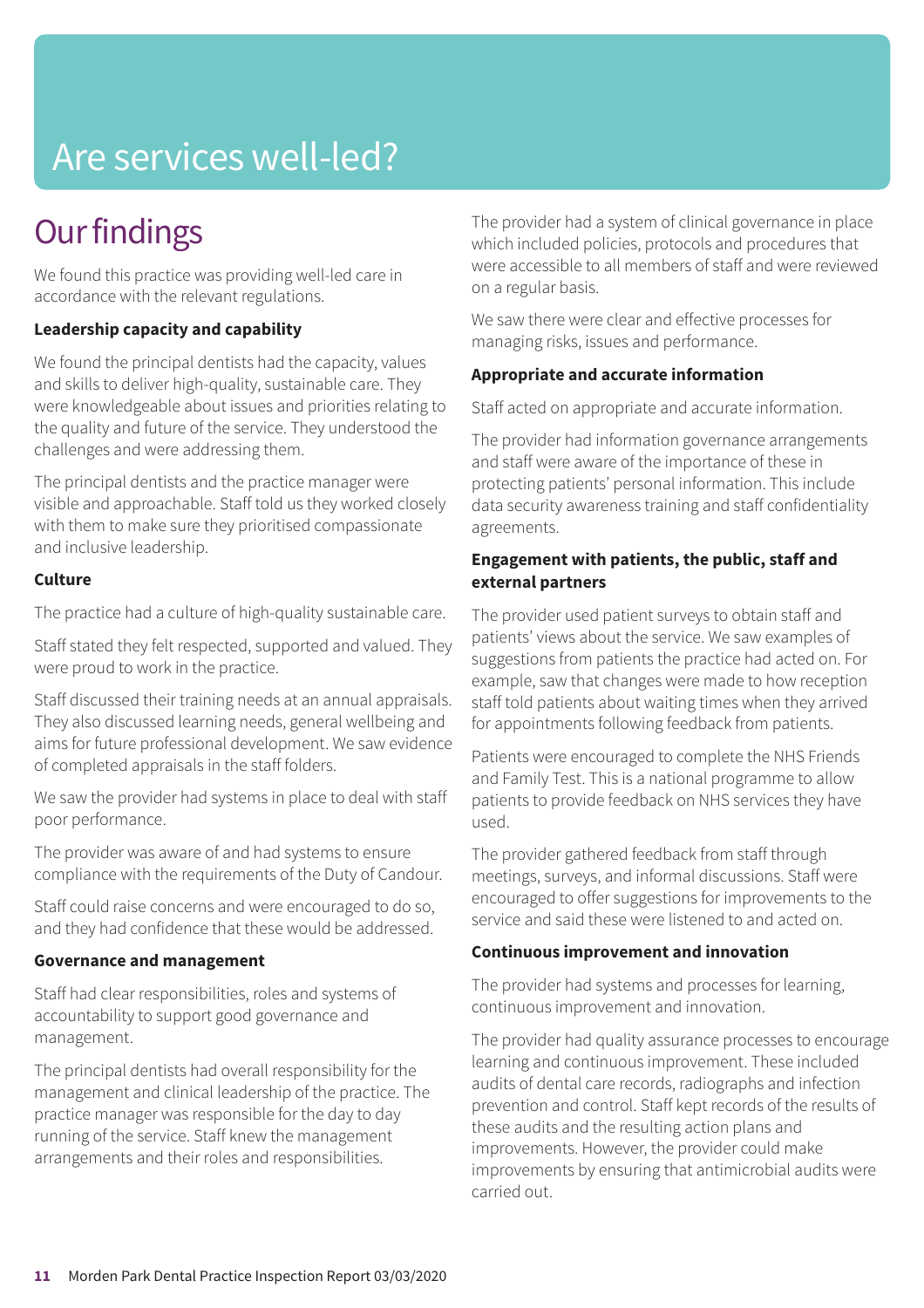# Are services well-led?

## Our findings

We found this practice was providing well-led care in accordance with the relevant regulations.

**Leadership capacity and capability**

We found the principal dentists had the capacity, values and skills to deliver high-quality, sustainable care. They were knowledgeable about issues and priorities relating to the quality and future of the service. They understood the challenges and were addressing them.

The principal dentists and the practice manager were visible and approachable. Staff told us they worked closely with them to make sure they prioritised compassionate and inclusive leadership.

**Culture**

The practice had a culture of high-quality sustainable care.

Staff stated they felt respected, supported and valued. They were proud to work in the practice.

Staff discussed their training needs at an annual appraisals. They also discussed learning needs, general wellbeing and aims for future professional development. We saw evidence of completed appraisals in the staff folders.

We saw the provider had systems in place to deal with staff poor performance.

The provider was aware of and had systems to ensure compliance with the requirements of the Duty of Candour.

Staff could raise concerns and were encouraged to do so, and they had confidence that these would be addressed.

**Governance and management**

Staff had clear responsibilities, roles and systems of accountability to support good governance and management.

The principal dentists had overall responsibility for the management and clinical leadership of the practice. The practice manager was responsible for the day to day running of the service. Staff knew the management arrangements and their roles and responsibilities.

The provider had a system of clinical governance in place which included policies, protocols and procedures that were accessible to all members of staff and were reviewed on a regular basis.

We saw there were clear and effective processes for managing risks, issues and performance.

**Appropriate and accurate information**

Staff acted on appropriate and accurate information.

The provider had information governance arrangements and staff were aware of the importance of these in protecting patients' personal information. This include data security awareness training and staff confidentiality agreements.

**Engagement with patients, the public, staff and external partners**

The provider used patient surveys to obtain staff and patients' views about the service. We saw examples of suggestions from patients the practice had acted on. For example, saw that changes were made to how reception staff told patients about waiting times when they arrived for appointments following feedback from patients.

Patients were encouraged to complete the NHS Friends and Family Test. This is a national programme to allow patients to provide feedback on NHS services they have used.

The provider gathered feedback from staff through meetings, surveys, and informal discussions. Staff were encouraged to offer suggestions for improvements to the service and said these were listened to and acted on.

**Continuous improvement and innovation**

The provider had systems and processes for learning, continuous improvement and innovation.

The provider had quality assurance processes to encourage learning and continuous improvement. These included audits of dental care records, radiographs and infection prevention and control. Staff kept records of the results of these audits and the resulting action plans and improvements. However, the provider could make improvements by ensuring that antimicrobial audits were carried out.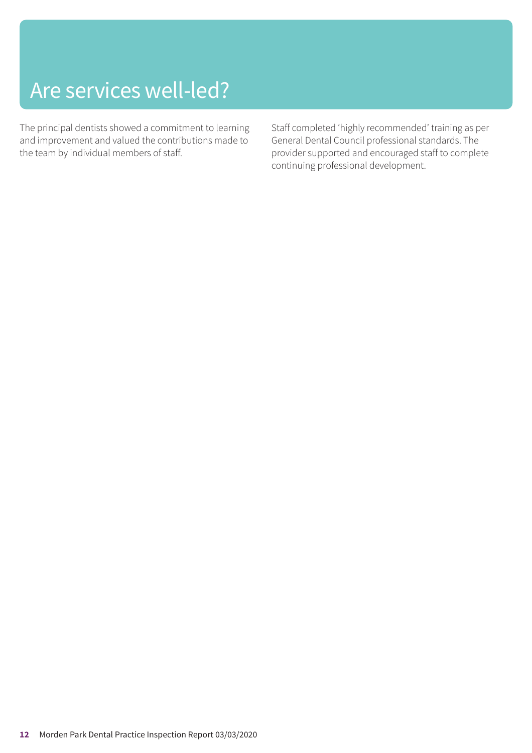# Are services well-led?

The principal dentists showed a commitment to learning and improvement and valued the contributions made to the team by individual members of staff.

Staff completed 'highly recommended' training as per General Dental Council professional standards. The provider supported and encouraged staff to complete continuing professional development.